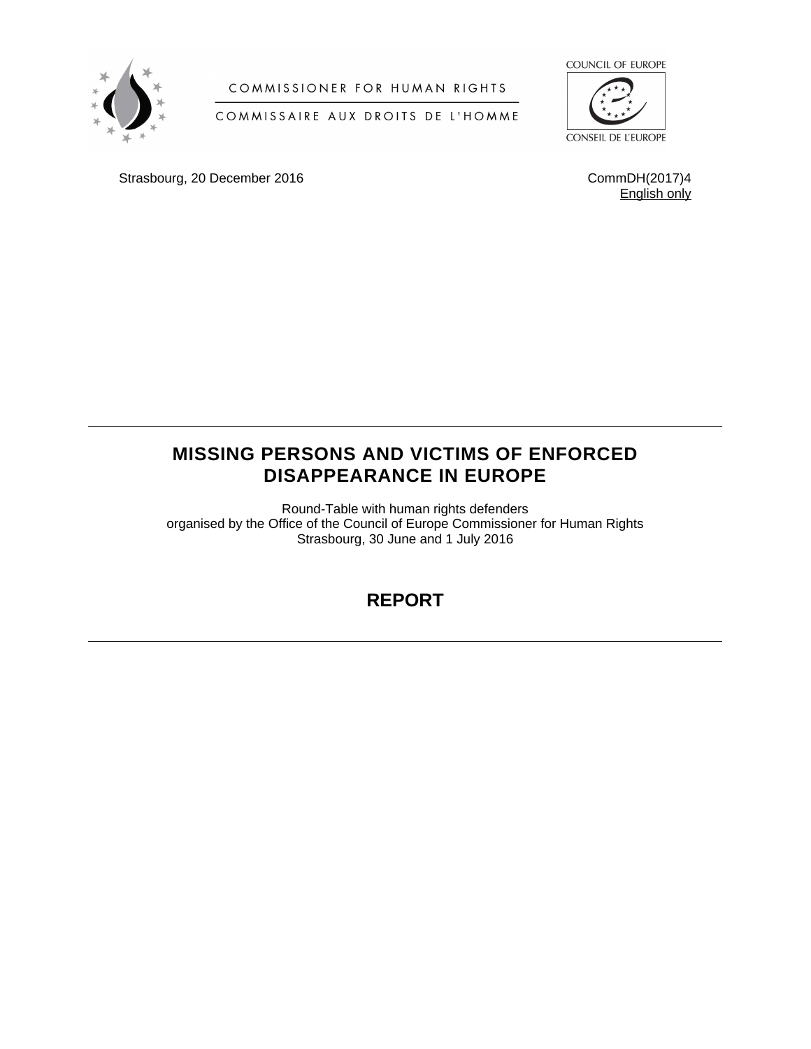COMMISSIONER FOR HUMAN RIGHTS

COMMISSAIRE AUX DROITS DE L'HOMME

COUNCIL OF EUROPE

CONSEIL DE L'EUROPE

Strasbourg, 20 December 2016

CommDH(2017)4
English only

# MISSING PERSONS AND VICTIMS OF ENFORCED DISAPPEARANCE IN EUROPE

Round-Table with human rights defenders
organised by the Office of the Council of Europe Commissioner for Human Rights
Strasbourg, 30 June and 1 July 2016

## REPORT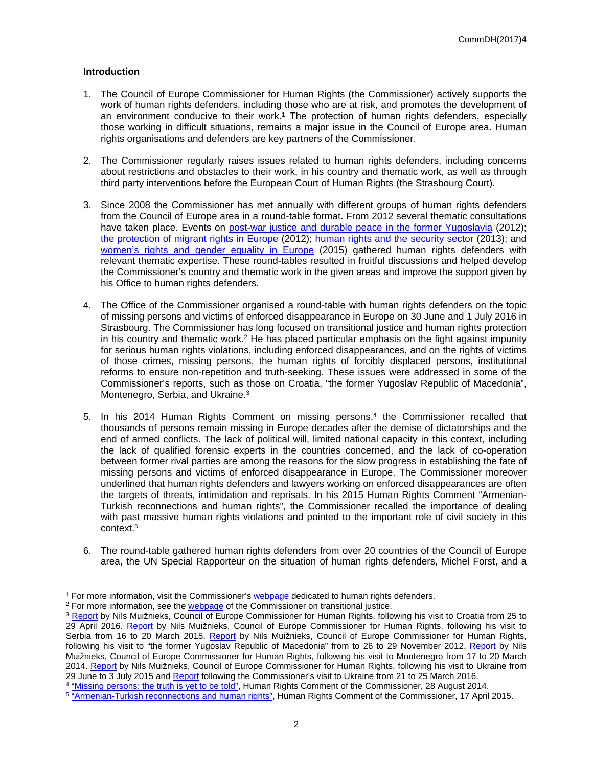## Introduction

1. The Council of Europe Commissioner for Human Rights (the Commissioner) actively supports the work of human rights defenders, including those who are at risk, and promotes the development of an environment conducive to their work.[1] The protection of human rights defenders, especially those working in difficult situations, remains a major issue in the Council of Europe area. Human rights organisations and defenders are key partners of the Commissioner.

2. The Commissioner regularly raises issues related to human rights defenders, including concerns about restrictions and obstacles to their work, in his country and thematic work, as well as through third party interventions before the European Court of Human Rights (the Strasbourg Court).

3. Since 2008 the Commissioner has met annually with different groups of human rights defenders from the Council of Europe area in a round-table format. From 2012 several thematic consultations have taken place. Events on post-war justice and durable peace in the former Yugoslavia (2012); the protection of migrant rights in Europe (2012); human rights and the security sector (2013); and women's rights and gender equality in Europe (2015) gathered human rights defenders with relevant thematic expertise. These round-tables resulted in fruitful discussions and helped develop the Commissioner's country and thematic work in the given areas and improve the support given by his Office to human rights defenders.

4. The Office of the Commissioner organised a round-table with human rights defenders on the topic of missing persons and victims of enforced disappearance in Europe on 30 June and 1 July 2016 in Strasbourg. The Commissioner has long focused on transitional justice and human rights protection in his country and thematic work.[2] He has placed particular emphasis on the fight against impunity for serious human rights violations, including enforced disappearances, and on the rights of victims of those crimes, missing persons, the human rights of forcibly displaced persons, institutional reforms to ensure non-repetition and truth-seeking. These issues were addressed in some of the Commissioner's reports, such as those on Croatia, "the former Yugoslav Republic of Macedonia", Montenegro, Serbia, and Ukraine.[3]

5. In his 2014 Human Rights Comment on missing persons,[4] the Commissioner recalled that thousands of persons remain missing in Europe decades after the demise of dictatorships and the end of armed conflicts. The lack of political will, limited national capacity in this context, including the lack of qualified forensic experts in the countries concerned, and the lack of co-operation between former rival parties are among the reasons for the slow progress in establishing the fate of missing persons and victims of enforced disappearance in Europe. The Commissioner moreover underlined that human rights defenders and lawyers working on enforced disappearances are often the targets of threats, intimidation and reprisals. In his 2015 Human Rights Comment "Armenian-Turkish reconnections and human rights", the Commissioner recalled the importance of dealing with past massive human rights violations and pointed to the important role of civil society in this context.[5]

6. The round-table gathered human rights defenders from over 20 countries of the Council of Europe area, the UN Special Rapporteur on the situation of human rights defenders, Michel Forst, and a

---

[1] For more information, visit the Commissioner's webpage dedicated to human rights defenders.

[2] For more information, see the webpage of the Commissioner on transitional justice.

[3] Report by Nils Muižnieks, Council of Europe Commissioner for Human Rights, following his visit to Croatia from 25 to 29 April 2016. Report by Nils Muižnieks, Council of Europe Commissioner for Human Rights, following his visit to Serbia from 16 to 20 March 2015. Report by Nils Muižnieks, Council of Europe Commissioner for Human Rights, following his visit to "the former Yugoslav Republic of Macedonia" from to 26 to 29 November 2012. Report by Nils Muižnieks, Council of Europe Commissioner for Human Rights, following his visit to Montenegro from 17 to 20 March 2014. Report by Nils Muižnieks, Council of Europe Commissioner for Human Rights, following his visit to Ukraine from 29 June to 3 July 2015 and Report following the Commissioner's visit to Ukraine from 21 to 25 March 2016.

[4] "Missing persons: the truth is yet to be told", Human Rights Comment of the Commissioner, 28 August 2014.

[5] "Armenian-Turkish reconnections and human rights", Human Rights Comment of the Commissioner, 17 April 2015.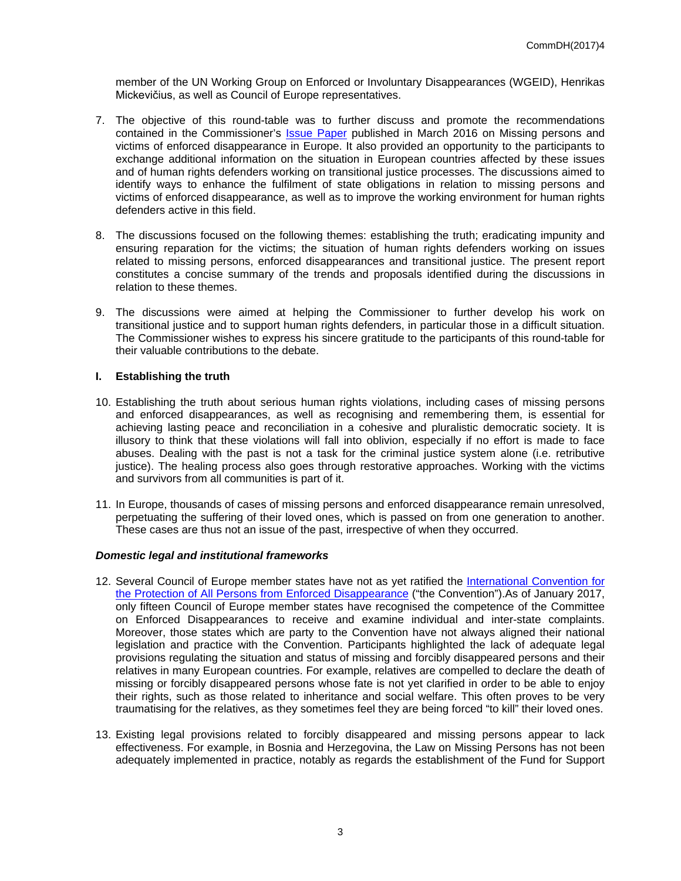member of the UN Working Group on Enforced or Involuntary Disappearances (WGEID), Henrikas Mickevičius, as well as Council of Europe representatives.

7. The objective of this round-table was to further discuss and promote the recommendations contained in the Commissioner's Issue Paper published in March 2016 on Missing persons and victims of enforced disappearance in Europe. It also provided an opportunity to the participants to exchange additional information on the situation in European countries affected by these issues and of human rights defenders working on transitional justice processes. The discussions aimed to identify ways to enhance the fulfilment of state obligations in relation to missing persons and victims of enforced disappearance, as well as to improve the working environment for human rights defenders active in this field.

8. The discussions focused on the following themes: establishing the truth; eradicating impunity and ensuring reparation for the victims; the situation of human rights defenders working on issues related to missing persons, enforced disappearances and transitional justice. The present report constitutes a concise summary of the trends and proposals identified during the discussions in relation to these themes.

9. The discussions were aimed at helping the Commissioner to further develop his work on transitional justice and to support human rights defenders, in particular those in a difficult situation. The Commissioner wishes to express his sincere gratitude to the participants of this round-table for their valuable contributions to the debate.

## I. Establishing the truth

10. Establishing the truth about serious human rights violations, including cases of missing persons and enforced disappearances, as well as recognising and remembering them, is essential for achieving lasting peace and reconciliation in a cohesive and pluralistic democratic society. It is illusory to think that these violations will fall into oblivion, especially if no effort is made to face abuses. Dealing with the past is not a task for the criminal justice system alone (i.e. retributive justice). The healing process also goes through restorative approaches. Working with the victims and survivors from all communities is part of it.

11. In Europe, thousands of cases of missing persons and enforced disappearance remain unresolved, perpetuating the suffering of their loved ones, which is passed on from one generation to another. These cases are thus not an issue of the past, irrespective of when they occurred.

### *Domestic legal and institutional frameworks*

12. Several Council of Europe member states have not as yet ratified the International Convention for the Protection of All Persons from Enforced Disappearance ("the Convention").As of January 2017, only fifteen Council of Europe member states have recognised the competence of the Committee on Enforced Disappearances to receive and examine individual and inter-state complaints. Moreover, those states which are party to the Convention have not always aligned their national legislation and practice with the Convention. Participants highlighted the lack of adequate legal provisions regulating the situation and status of missing and forcibly disappeared persons and their relatives in many European countries. For example, relatives are compelled to declare the death of missing or forcibly disappeared persons whose fate is not yet clarified in order to be able to enjoy their rights, such as those related to inheritance and social welfare. This often proves to be very traumatising for the relatives, as they sometimes feel they are being forced "to kill" their loved ones.

13. Existing legal provisions related to forcibly disappeared and missing persons appear to lack effectiveness. For example, in Bosnia and Herzegovina, the Law on Missing Persons has not been adequately implemented in practice, notably as regards the establishment of the Fund for Support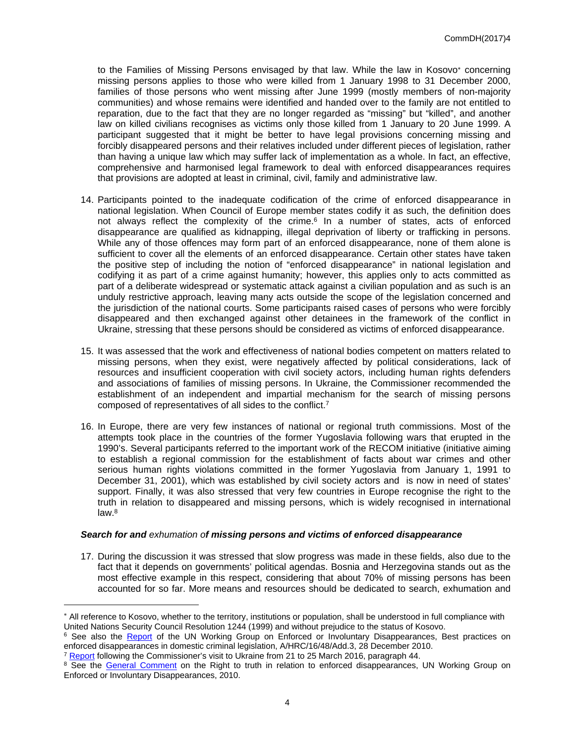to the Families of Missing Persons envisaged by that law. While the law in Kosovo* concerning missing persons applies to those who were killed from 1 January 1998 to 31 December 2000, families of those persons who went missing after June 1999 (mostly members of non-majority communities) and whose remains were identified and handed over to the family are not entitled to reparation, due to the fact that they are no longer regarded as "missing" but "killed", and another law on killed civilians recognises as victims only those killed from 1 January to 20 June 1999. A participant suggested that it might be better to have legal provisions concerning missing and forcibly disappeared persons and their relatives included under different pieces of legislation, rather than having a unique law which may suffer lack of implementation as a whole. In fact, an effective, comprehensive and harmonised legal framework to deal with enforced disappearances requires that provisions are adopted at least in criminal, civil, family and administrative law.

14. Participants pointed to the inadequate codification of the crime of enforced disappearance in national legislation. When Council of Europe member states codify it as such, the definition does not always reflect the complexity of the crime.[6] In a number of states, acts of enforced disappearance are qualified as kidnapping, illegal deprivation of liberty or trafficking in persons. While any of those offences may form part of an enforced disappearance, none of them alone is sufficient to cover all the elements of an enforced disappearance. Certain other states have taken the positive step of including the notion of "enforced disappearance" in national legislation and codifying it as part of a crime against humanity; however, this applies only to acts committed as part of a deliberate widespread or systematic attack against a civilian population and as such is an unduly restrictive approach, leaving many acts outside the scope of the legislation concerned and the jurisdiction of the national courts. Some participants raised cases of persons who were forcibly disappeared and then exchanged against other detainees in the framework of the conflict in Ukraine, stressing that these persons should be considered as victims of enforced disappearance.

15. It was assessed that the work and effectiveness of national bodies competent on matters related to missing persons, when they exist, were negatively affected by political considerations, lack of resources and insufficient cooperation with civil society actors, including human rights defenders and associations of families of missing persons. In Ukraine, the Commissioner recommended the establishment of an independent and impartial mechanism for the search of missing persons composed of representatives of all sides to the conflict.[7]

16. In Europe, there are very few instances of national or regional truth commissions. Most of the attempts took place in the countries of the former Yugoslavia following wars that erupted in the 1990's. Several participants referred to the important work of the RECOM initiative (initiative aiming to establish a regional commission for the establishment of facts about war crimes and other serious human rights violations committed in the former Yugoslavia from January 1, 1991 to December 31, 2001), which was established by civil society actors and is now in need of states' support. Finally, it was also stressed that very few countries in Europe recognise the right to the truth in relation to disappeared and missing persons, which is widely recognised in international law.[8]

***Search for and** exhumation o**f missing persons and victims of enforced disappearance***

17. During the discussion it was stressed that slow progress was made in these fields, also due to the fact that it depends on governments' political agendas. Bosnia and Herzegovina stands out as the most effective example in this respect, considering that about 70% of missing persons has been accounted for so far. More means and resources should be dedicated to search, exhumation and

---

* All reference to Kosovo, whether to the territory, institutions or population, shall be understood in full compliance with United Nations Security Council Resolution 1244 (1999) and without prejudice to the status of Kosovo.

[6] See also the Report of the UN Working Group on Enforced or Involuntary Disappearances, Best practices on enforced disappearances in domestic criminal legislation, A/HRC/16/48/Add.3, 28 December 2010.

[7] Report following the Commissioner's visit to Ukraine from 21 to 25 March 2016, paragraph 44.

[8] See the General Comment on the Right to truth in relation to enforced disappearances, UN Working Group on Enforced or Involuntary Disappearances, 2010.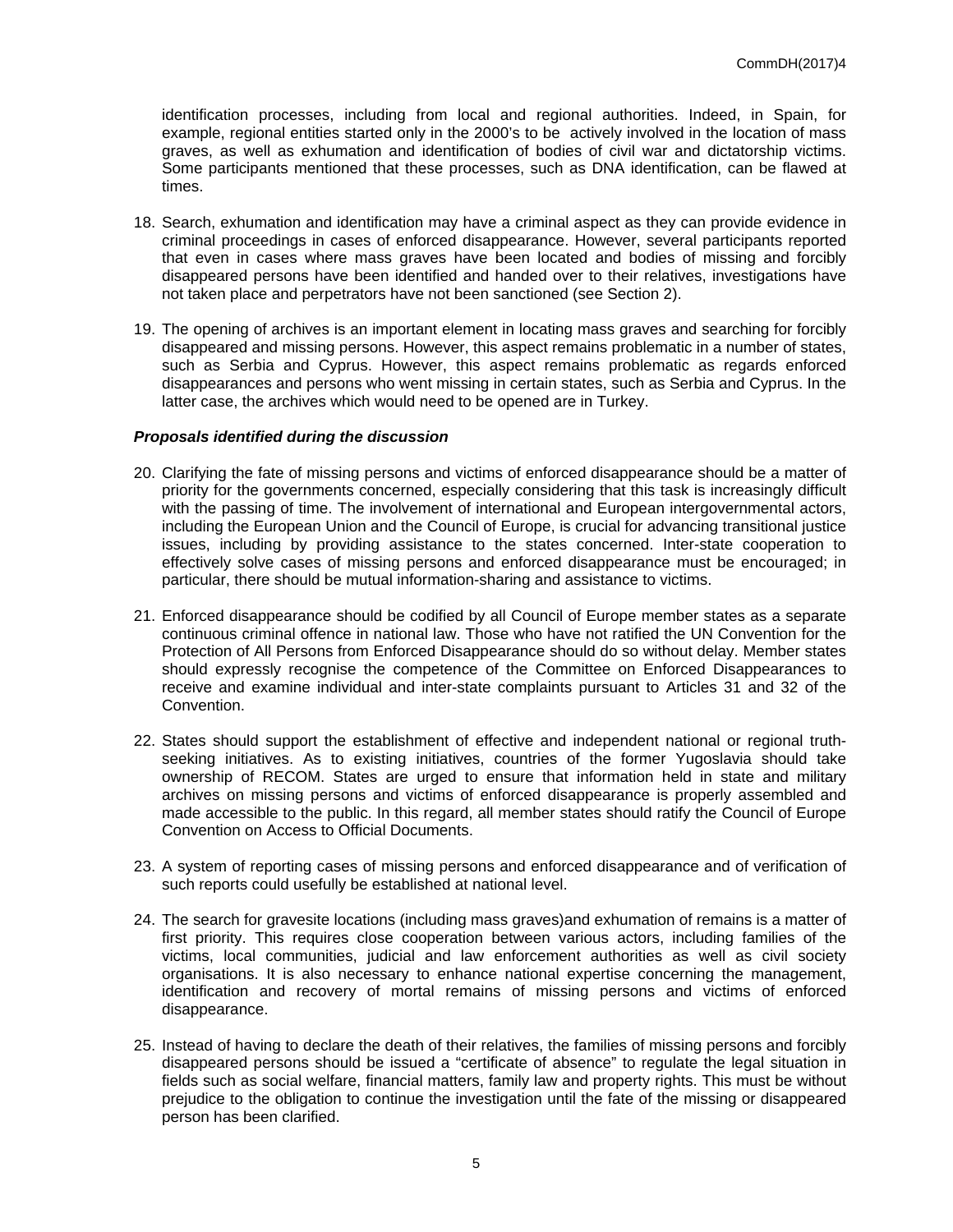identification processes, including from local and regional authorities. Indeed, in Spain, for example, regional entities started only in the 2000's to be actively involved in the location of mass graves, as well as exhumation and identification of bodies of civil war and dictatorship victims. Some participants mentioned that these processes, such as DNA identification, can be flawed at times.

18. Search, exhumation and identification may have a criminal aspect as they can provide evidence in criminal proceedings in cases of enforced disappearance. However, several participants reported that even in cases where mass graves have been located and bodies of missing and forcibly disappeared persons have been identified and handed over to their relatives, investigations have not taken place and perpetrators have not been sanctioned (see Section 2).

19. The opening of archives is an important element in locating mass graves and searching for forcibly disappeared and missing persons. However, this aspect remains problematic in a number of states, such as Serbia and Cyprus. However, this aspect remains problematic as regards enforced disappearances and persons who went missing in certain states, such as Serbia and Cyprus. In the latter case, the archives which would need to be opened are in Turkey.

***Proposals identified during the discussion***

20. Clarifying the fate of missing persons and victims of enforced disappearance should be a matter of priority for the governments concerned, especially considering that this task is increasingly difficult with the passing of time. The involvement of international and European intergovernmental actors, including the European Union and the Council of Europe, is crucial for advancing transitional justice issues, including by providing assistance to the states concerned. Inter-state cooperation to effectively solve cases of missing persons and enforced disappearance must be encouraged; in particular, there should be mutual information-sharing and assistance to victims.

21. Enforced disappearance should be codified by all Council of Europe member states as a separate continuous criminal offence in national law. Those who have not ratified the UN Convention for the Protection of All Persons from Enforced Disappearance should do so without delay. Member states should expressly recognise the competence of the Committee on Enforced Disappearances to receive and examine individual and inter-state complaints pursuant to Articles 31 and 32 of the Convention.

22. States should support the establishment of effective and independent national or regional truth-seeking initiatives. As to existing initiatives, countries of the former Yugoslavia should take ownership of RECOM. States are urged to ensure that information held in state and military archives on missing persons and victims of enforced disappearance is properly assembled and made accessible to the public. In this regard, all member states should ratify the Council of Europe Convention on Access to Official Documents.

23. A system of reporting cases of missing persons and enforced disappearance and of verification of such reports could usefully be established at national level.

24. The search for gravesite locations (including mass graves)and exhumation of remains is a matter of first priority. This requires close cooperation between various actors, including families of the victims, local communities, judicial and law enforcement authorities as well as civil society organisations. It is also necessary to enhance national expertise concerning the management, identification and recovery of mortal remains of missing persons and victims of enforced disappearance.

25. Instead of having to declare the death of their relatives, the families of missing persons and forcibly disappeared persons should be issued a "certificate of absence" to regulate the legal situation in fields such as social welfare, financial matters, family law and property rights. This must be without prejudice to the obligation to continue the investigation until the fate of the missing or disappeared person has been clarified.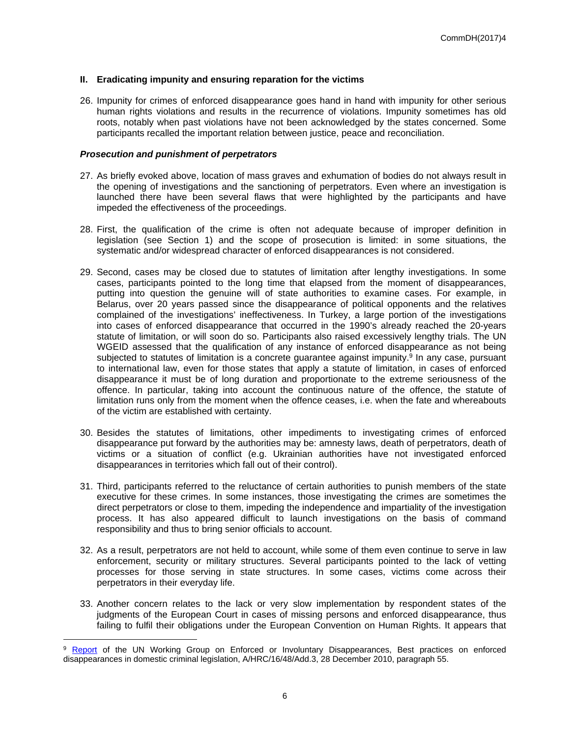## II. Eradicating impunity and ensuring reparation for the victims

26. Impunity for crimes of enforced disappearance goes hand in hand with impunity for other serious human rights violations and results in the recurrence of violations. Impunity sometimes has old roots, notably when past violations have not been acknowledged by the states concerned. Some participants recalled the important relation between justice, peace and reconciliation.

### *Prosecution and punishment of perpetrators*

27. As briefly evoked above, location of mass graves and exhumation of bodies do not always result in the opening of investigations and the sanctioning of perpetrators. Even where an investigation is launched there have been several flaws that were highlighted by the participants and have impeded the effectiveness of the proceedings.

28. First, the qualification of the crime is often not adequate because of improper definition in legislation (see Section 1) and the scope of prosecution is limited: in some situations, the systematic and/or widespread character of enforced disappearances is not considered.

29. Second, cases may be closed due to statutes of limitation after lengthy investigations. In some cases, participants pointed to the long time that elapsed from the moment of disappearances, putting into question the genuine will of state authorities to examine cases. For example, in Belarus, over 20 years passed since the disappearance of political opponents and the relatives complained of the investigations' ineffectiveness. In Turkey, a large portion of the investigations into cases of enforced disappearance that occurred in the 1990's already reached the 20-years statute of limitation, or will soon do so. Participants also raised excessively lengthy trials. The UN WGEID assessed that the qualification of any instance of enforced disappearance as not being subjected to statutes of limitation is a concrete guarantee against impunity.[9] In any case, pursuant to international law, even for those states that apply a statute of limitation, in cases of enforced disappearance it must be of long duration and proportionate to the extreme seriousness of the offence. In particular, taking into account the continuous nature of the offence, the statute of limitation runs only from the moment when the offence ceases, i.e. when the fate and whereabouts of the victim are established with certainty.

30. Besides the statutes of limitations, other impediments to investigating crimes of enforced disappearance put forward by the authorities may be: amnesty laws, death of perpetrators, death of victims or a situation of conflict (e.g. Ukrainian authorities have not investigated enforced disappearances in territories which fall out of their control).

31. Third, participants referred to the reluctance of certain authorities to punish members of the state executive for these crimes. In some instances, those investigating the crimes are sometimes the direct perpetrators or close to them, impeding the independence and impartiality of the investigation process. It has also appeared difficult to launch investigations on the basis of command responsibility and thus to bring senior officials to account.

32. As a result, perpetrators are not held to account, while some of them even continue to serve in law enforcement, security or military structures. Several participants pointed to the lack of vetting processes for those serving in state structures. In some cases, victims come across their perpetrators in their everyday life.

33. Another concern relates to the lack or very slow implementation by respondent states of the judgments of the European Court in cases of missing persons and enforced disappearance, thus failing to fulfil their obligations under the European Convention on Human Rights. It appears that

---

[9] Report of the UN Working Group on Enforced or Involuntary Disappearances, Best practices on enforced disappearances in domestic criminal legislation, A/HRC/16/48/Add.3, 28 December 2010, paragraph 55.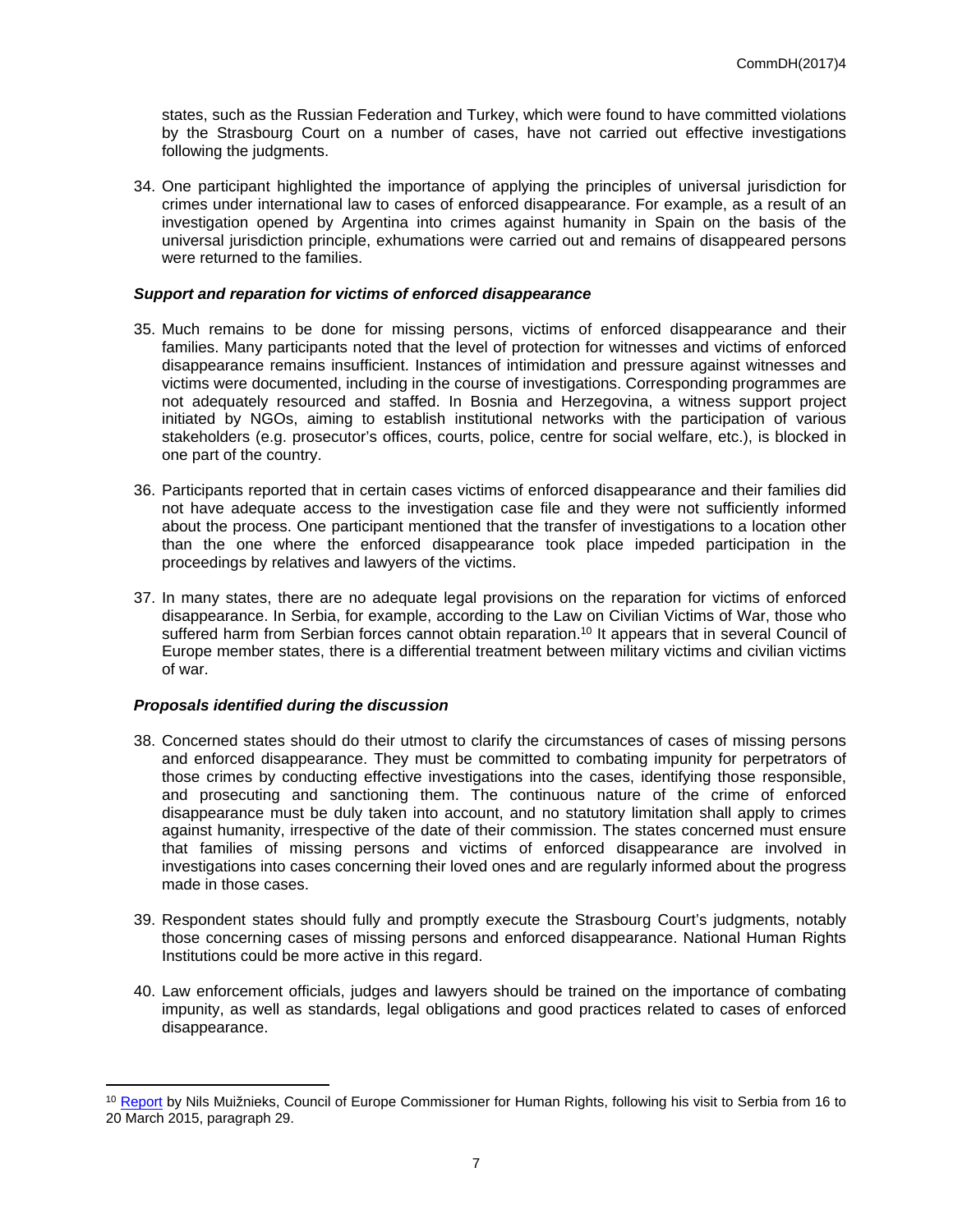states, such as the Russian Federation and Turkey, which were found to have committed violations by the Strasbourg Court on a number of cases, have not carried out effective investigations following the judgments.

34. One participant highlighted the importance of applying the principles of universal jurisdiction for crimes under international law to cases of enforced disappearance. For example, as a result of an investigation opened by Argentina into crimes against humanity in Spain on the basis of the universal jurisdiction principle, exhumations were carried out and remains of disappeared persons were returned to the families.

***Support and reparation for victims of enforced disappearance***

35. Much remains to be done for missing persons, victims of enforced disappearance and their families. Many participants noted that the level of protection for witnesses and victims of enforced disappearance remains insufficient. Instances of intimidation and pressure against witnesses and victims were documented, including in the course of investigations. Corresponding programmes are not adequately resourced and staffed. In Bosnia and Herzegovina, a witness support project initiated by NGOs, aiming to establish institutional networks with the participation of various stakeholders (e.g. prosecutor's offices, courts, police, centre for social welfare, etc.), is blocked in one part of the country.

36. Participants reported that in certain cases victims of enforced disappearance and their families did not have adequate access to the investigation case file and they were not sufficiently informed about the process. One participant mentioned that the transfer of investigations to a location other than the one where the enforced disappearance took place impeded participation in the proceedings by relatives and lawyers of the victims.

37. In many states, there are no adequate legal provisions on the reparation for victims of enforced disappearance. In Serbia, for example, according to the Law on Civilian Victims of War, those who suffered harm from Serbian forces cannot obtain reparation.[10] It appears that in several Council of Europe member states, there is a differential treatment between military victims and civilian victims of war.

***Proposals identified during the discussion***

38. Concerned states should do their utmost to clarify the circumstances of cases of missing persons and enforced disappearance. They must be committed to combating impunity for perpetrators of those crimes by conducting effective investigations into the cases, identifying those responsible, and prosecuting and sanctioning them. The continuous nature of the crime of enforced disappearance must be duly taken into account, and no statutory limitation shall apply to crimes against humanity, irrespective of the date of their commission. The states concerned must ensure that families of missing persons and victims of enforced disappearance are involved in investigations into cases concerning their loved ones and are regularly informed about the progress made in those cases.

39. Respondent states should fully and promptly execute the Strasbourg Court's judgments, notably those concerning cases of missing persons and enforced disappearance. National Human Rights Institutions could be more active in this regard.

40. Law enforcement officials, judges and lawyers should be trained on the importance of combating impunity, as well as standards, legal obligations and good practices related to cases of enforced disappearance.

---

[10] Report by Nils Muižnieks, Council of Europe Commissioner for Human Rights, following his visit to Serbia from 16 to 20 March 2015, paragraph 29.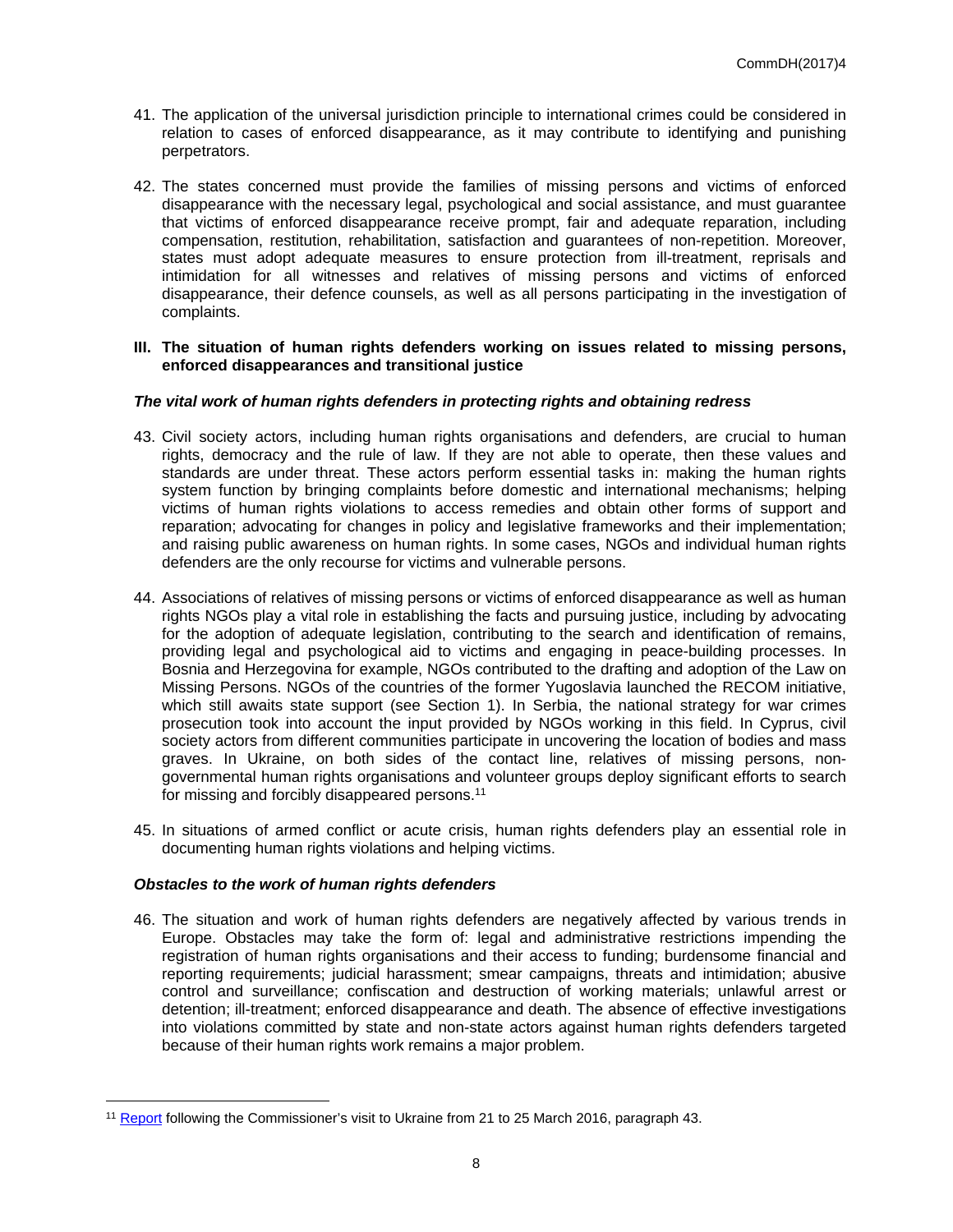41. The application of the universal jurisdiction principle to international crimes could be considered in relation to cases of enforced disappearance, as it may contribute to identifying and punishing perpetrators.

42. The states concerned must provide the families of missing persons and victims of enforced disappearance with the necessary legal, psychological and social assistance, and must guarantee that victims of enforced disappearance receive prompt, fair and adequate reparation, including compensation, restitution, rehabilitation, satisfaction and guarantees of non-repetition. Moreover, states must adopt adequate measures to ensure protection from ill-treatment, reprisals and intimidation for all witnesses and relatives of missing persons and victims of enforced disappearance, their defence counsels, as well as all persons participating in the investigation of complaints.

## III. The situation of human rights defenders working on issues related to missing persons, enforced disappearances and transitional justice

### *The vital work of human rights defenders in protecting rights and obtaining redress*

43. Civil society actors, including human rights organisations and defenders, are crucial to human rights, democracy and the rule of law. If they are not able to operate, then these values and standards are under threat. These actors perform essential tasks in: making the human rights system function by bringing complaints before domestic and international mechanisms; helping victims of human rights violations to access remedies and obtain other forms of support and reparation; advocating for changes in policy and legislative frameworks and their implementation; and raising public awareness on human rights. In some cases, NGOs and individual human rights defenders are the only recourse for victims and vulnerable persons.

44. Associations of relatives of missing persons or victims of enforced disappearance as well as human rights NGOs play a vital role in establishing the facts and pursuing justice, including by advocating for the adoption of adequate legislation, contributing to the search and identification of remains, providing legal and psychological aid to victims and engaging in peace-building processes. In Bosnia and Herzegovina for example, NGOs contributed to the drafting and adoption of the Law on Missing Persons. NGOs of the countries of the former Yugoslavia launched the RECOM initiative, which still awaits state support (see Section 1). In Serbia, the national strategy for war crimes prosecution took into account the input provided by NGOs working in this field. In Cyprus, civil society actors from different communities participate in uncovering the location of bodies and mass graves. In Ukraine, on both sides of the contact line, relatives of missing persons, non-governmental human rights organisations and volunteer groups deploy significant efforts to search for missing and forcibly disappeared persons.[11]

45. In situations of armed conflict or acute crisis, human rights defenders play an essential role in documenting human rights violations and helping victims.

### *Obstacles to the work of human rights defenders*

46. The situation and work of human rights defenders are negatively affected by various trends in Europe. Obstacles may take the form of: legal and administrative restrictions impending the registration of human rights organisations and their access to funding; burdensome financial and reporting requirements; judicial harassment; smear campaigns, threats and intimidation; abusive control and surveillance; confiscation and destruction of working materials; unlawful arrest or detention; ill-treatment; enforced disappearance and death. The absence of effective investigations into violations committed by state and non-state actors against human rights defenders targeted because of their human rights work remains a major problem.

---

[11] Report following the Commissioner's visit to Ukraine from 21 to 25 March 2016, paragraph 43.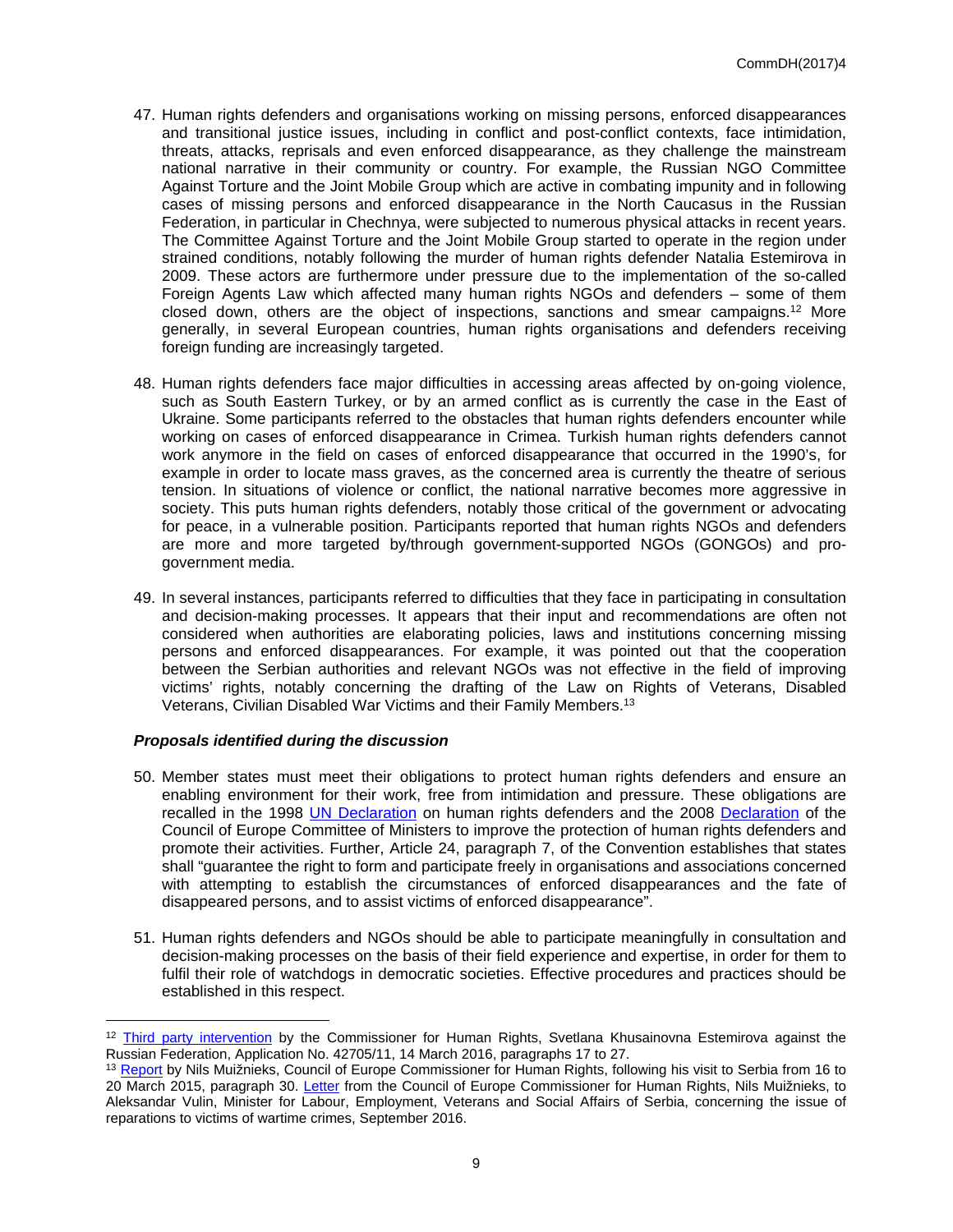47. Human rights defenders and organisations working on missing persons, enforced disappearances and transitional justice issues, including in conflict and post-conflict contexts, face intimidation, threats, attacks, reprisals and even enforced disappearance, as they challenge the mainstream national narrative in their community or country. For example, the Russian NGO Committee Against Torture and the Joint Mobile Group which are active in combating impunity and in following cases of missing persons and enforced disappearance in the North Caucasus in the Russian Federation, in particular in Chechnya, were subjected to numerous physical attacks in recent years. The Committee Against Torture and the Joint Mobile Group started to operate in the region under strained conditions, notably following the murder of human rights defender Natalia Estemirova in 2009. These actors are furthermore under pressure due to the implementation of the so-called Foreign Agents Law which affected many human rights NGOs and defenders – some of them closed down, others are the object of inspections, sanctions and smear campaigns.[12] More generally, in several European countries, human rights organisations and defenders receiving foreign funding are increasingly targeted.

48. Human rights defenders face major difficulties in accessing areas affected by on-going violence, such as South Eastern Turkey, or by an armed conflict as is currently the case in the East of Ukraine. Some participants referred to the obstacles that human rights defenders encounter while working on cases of enforced disappearance in Crimea. Turkish human rights defenders cannot work anymore in the field on cases of enforced disappearance that occurred in the 1990's, for example in order to locate mass graves, as the concerned area is currently the theatre of serious tension. In situations of violence or conflict, the national narrative becomes more aggressive in society. This puts human rights defenders, notably those critical of the government or advocating for peace, in a vulnerable position. Participants reported that human rights NGOs and defenders are more and more targeted by/through government-supported NGOs (GONGOs) and pro-government media.

49. In several instances, participants referred to difficulties that they face in participating in consultation and decision-making processes. It appears that their input and recommendations are often not considered when authorities are elaborating policies, laws and institutions concerning missing persons and enforced disappearances. For example, it was pointed out that the cooperation between the Serbian authorities and relevant NGOs was not effective in the field of improving victims' rights, notably concerning the drafting of the Law on Rights of Veterans, Disabled Veterans, Civilian Disabled War Victims and their Family Members.[13]

***Proposals identified during the discussion***

50. Member states must meet their obligations to protect human rights defenders and ensure an enabling environment for their work, free from intimidation and pressure. These obligations are recalled in the 1998 UN Declaration on human rights defenders and the 2008 Declaration of the Council of Europe Committee of Ministers to improve the protection of human rights defenders and promote their activities. Further, Article 24, paragraph 7, of the Convention establishes that states shall "guarantee the right to form and participate freely in organisations and associations concerned with attempting to establish the circumstances of enforced disappearances and the fate of disappeared persons, and to assist victims of enforced disappearance".

51. Human rights defenders and NGOs should be able to participate meaningfully in consultation and decision-making processes on the basis of their field experience and expertise, in order for them to fulfil their role of watchdogs in democratic societies. Effective procedures and practices should be established in this respect.

---

[12] Third party intervention by the Commissioner for Human Rights, Svetlana Khusainovna Estemirova against the Russian Federation, Application No. 42705/11, 14 March 2016, paragraphs 17 to 27.

[13] Report by Nils Muižnieks, Council of Europe Commissioner for Human Rights, following his visit to Serbia from 16 to 20 March 2015, paragraph 30. Letter from the Council of Europe Commissioner for Human Rights, Nils Muižnieks, to Aleksandar Vulin, Minister for Labour, Employment, Veterans and Social Affairs of Serbia, concerning the issue of reparations to victims of wartime crimes, September 2016.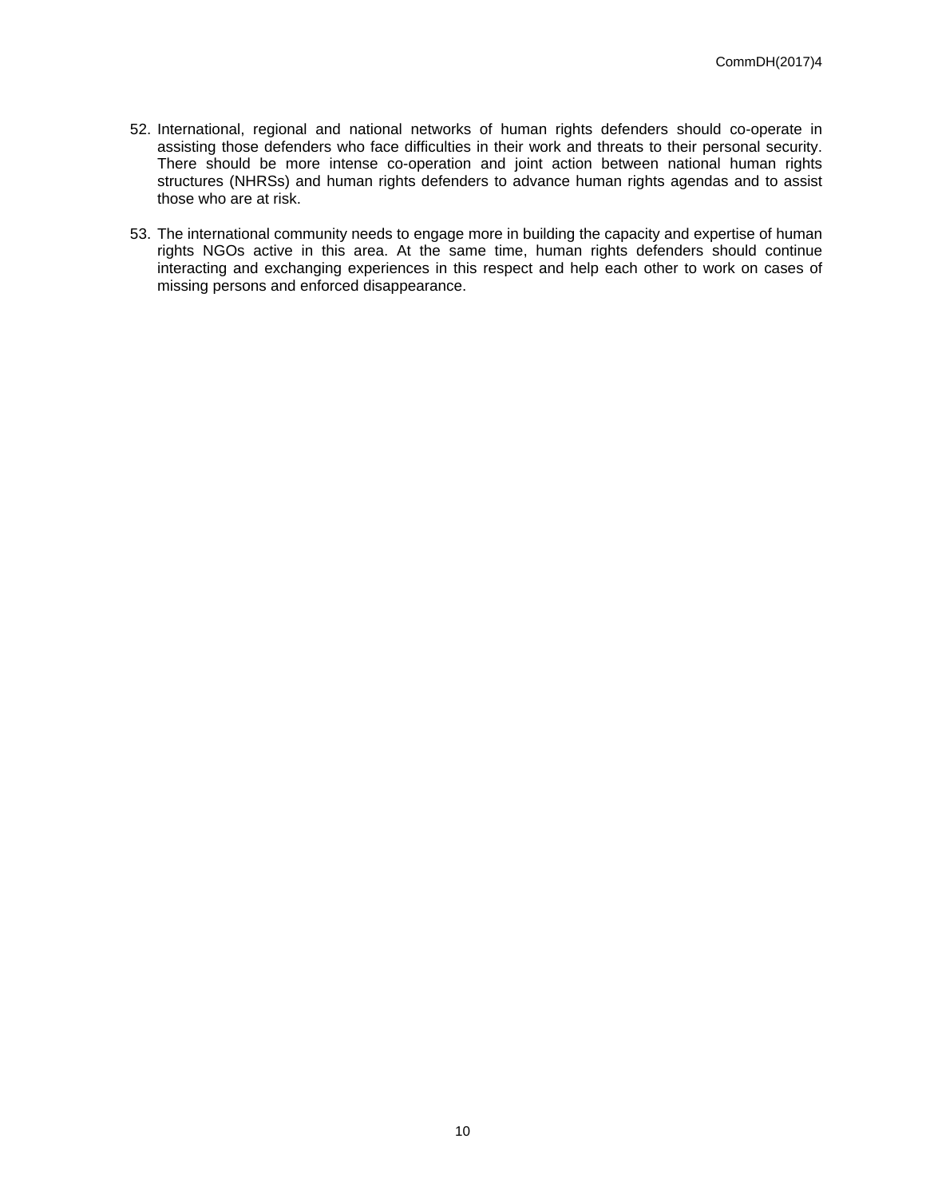52. International, regional and national networks of human rights defenders should co-operate in assisting those defenders who face difficulties in their work and threats to their personal security. There should be more intense co-operation and joint action between national human rights structures (NHRSs) and human rights defenders to advance human rights agendas and to assist those who are at risk.

53. The international community needs to engage more in building the capacity and expertise of human rights NGOs active in this area. At the same time, human rights defenders should continue interacting and exchanging experiences in this respect and help each other to work on cases of missing persons and enforced disappearance.